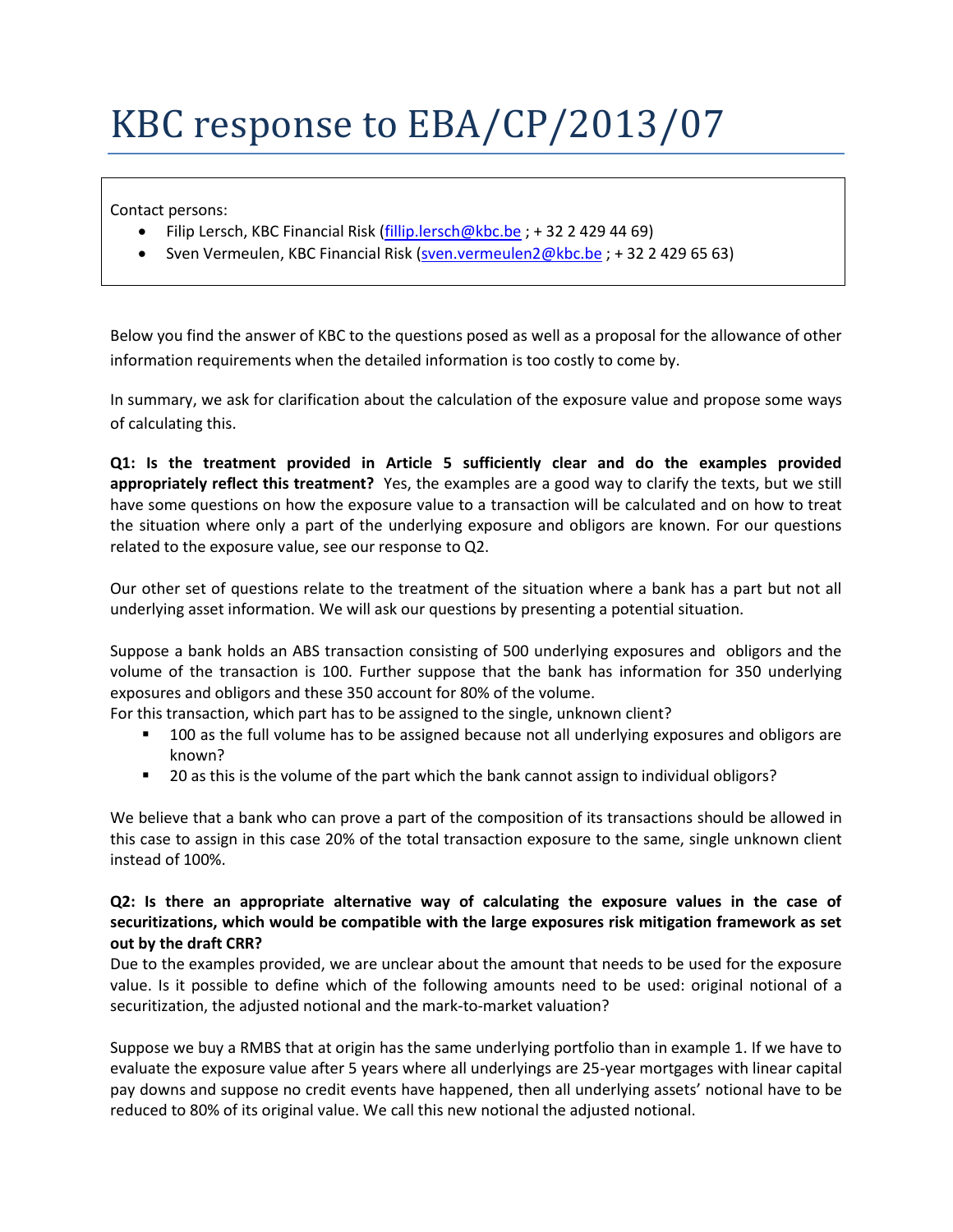# KBC response to EBA/CP/2013/07

Contact persons:

- Filip Lersch, KBC Financial Risk (fillip.lersch@kbc.be ; + 32 2 429 44 69)
- Sven Vermeulen, KBC Financial Risk (sven.vermeulen2@kbc.be ; + 32 2 429 65 63)

Below you find the answer of KBC to the questions posed as well as a proposal for the allowance of other information requirements when the detailed information is too costly to come by.

In summary, we ask for clarification about the calculation of the exposure value and propose some ways of calculating this.

**Q1: Is the treatment provided in Article 5 sufficiently clear and do the examples provided appropriately reflect this treatment?** Yes, the examples are a good way to clarify the texts, but we still have some questions on how the exposure value to a transaction will be calculated and on how to treat the situation where only a part of the underlying exposure and obligors are known. For our questions related to the exposure value, see our response to Q2.

Our other set of questions relate to the treatment of the situation where a bank has a part but not all underlying asset information. We will ask our questions by presenting a potential situation.

Suppose a bank holds an ABS transaction consisting of 500 underlying exposures and obligors and the volume of the transaction is 100. Further suppose that the bank has information for 350 underlying exposures and obligors and these 350 account for 80% of the volume.

For this transaction, which part has to be assigned to the single, unknown client?

- 100 as the full volume has to be assigned because not all underlying exposures and obligors are known?
- 20 as this is the volume of the part which the bank cannot assign to individual obligors?

We believe that a bank who can prove a part of the composition of its transactions should be allowed in this case to assign in this case 20% of the total transaction exposure to the same, single unknown client instead of 100%.

**Q2: Is there an appropriate alternative way of calculating the exposure values in the case of securitizations, which would be compatible with the large exposures risk mitigation framework as set out by the draft CRR?**

Due to the examples provided, we are unclear about the amount that needs to be used for the exposure value. Is it possible to define which of the following amounts need to be used: original notional of a securitization, the adjusted notional and the mark-to-market valuation?

Suppose we buy a RMBS that at origin has the same underlying portfolio than in example 1. If we have to evaluate the exposure value after 5 years where all underlyings are 25-year mortgages with linear capital pay downs and suppose no credit events have happened, then all underlying assets' notional have to be reduced to 80% of its original value. We call this new notional the adjusted notional.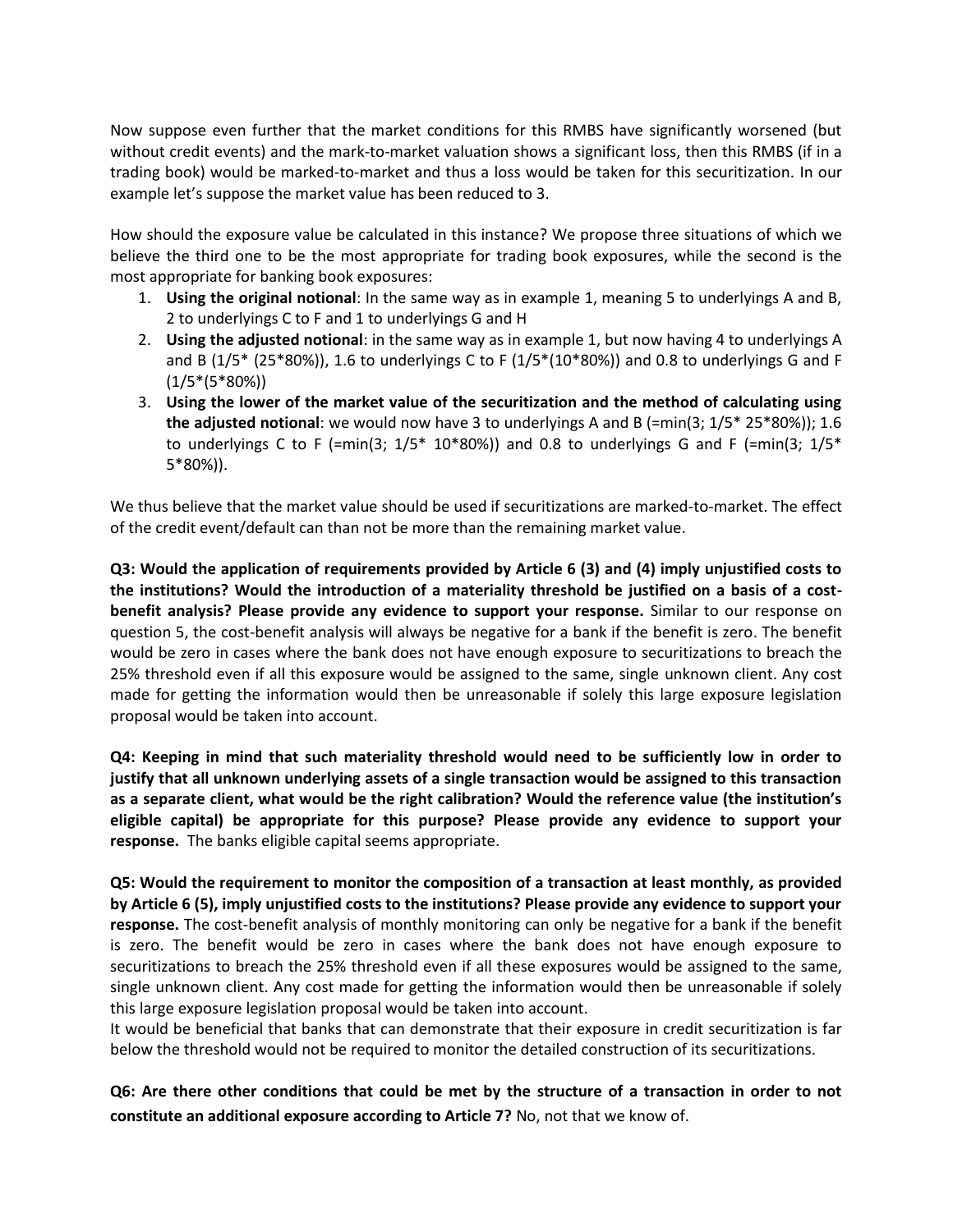Now suppose even further that the market conditions for this RMBS have significantly worsened (but without credit events) and the mark-to-market valuation shows a significant loss, then this RMBS (if in a trading book) would be marked-to-market and thus a loss would be taken for this securitization. In our example let's suppose the market value has been reduced to 3.

How should the exposure value be calculated in this instance? We propose three situations of which we believe the third one to be the most appropriate for trading book exposures, while the second is the most appropriate for banking book exposures:

1. **Using the original notional**: In the same way as in example 1, meaning 5 to underlyings A and B, 2 to underlyings C to F and 1 to underlyings G and H
2. **Using the adjusted notional**: in the same way as in example 1, but now having 4 to underlyings A and B (1/5* (25*80%)), 1.6 to underlyings C to F (1/5*(10*80%)) and 0.8 to underlyings G and F (1/5*(5*80%))
3. **Using the lower of the market value of the securitization and the method of calculating using the adjusted notional**: we would now have 3 to underlyings A and B (=min(3; 1/5* 25*80%)); 1.6 to underlyings C to F (=min(3; 1/5* 10*80%)) and 0.8 to underlyings G and F (=min(3; 1/5* 5*80%)).

We thus believe that the market value should be used if securitizations are marked-to-market. The effect of the credit event/default can than not be more than the remaining market value.

**Q3: Would the application of requirements provided by Article 6 (3) and (4) imply unjustified costs to the institutions? Would the introduction of a materiality threshold be justified on a basis of a cost-benefit analysis? Please provide any evidence to support your response.** Similar to our response on question 5, the cost-benefit analysis will always be negative for a bank if the benefit is zero. The benefit would be zero in cases where the bank does not have enough exposure to securitizations to breach the 25% threshold even if all this exposure would be assigned to the same, single unknown client. Any cost made for getting the information would then be unreasonable if solely this large exposure legislation proposal would be taken into account.

**Q4: Keeping in mind that such materiality threshold would need to be sufficiently low in order to justify that all unknown underlying assets of a single transaction would be assigned to this transaction as a separate client, what would be the right calibration? Would the reference value (the institution's eligible capital) be appropriate for this purpose? Please provide any evidence to support your response.** The banks eligible capital seems appropriate.

**Q5: Would the requirement to monitor the composition of a transaction at least monthly, as provided by Article 6 (5), imply unjustified costs to the institutions? Please provide any evidence to support your response.** The cost-benefit analysis of monthly monitoring can only be negative for a bank if the benefit is zero. The benefit would be zero in cases where the bank does not have enough exposure to securitizations to breach the 25% threshold even if all these exposures would be assigned to the same, single unknown client. Any cost made for getting the information would then be unreasonable if solely this large exposure legislation proposal would be taken into account.
It would be beneficial that banks that can demonstrate that their exposure in credit securitization is far below the threshold would not be required to monitor the detailed construction of its securitizations.

**Q6: Are there other conditions that could be met by the structure of a transaction in order to not constitute an additional exposure according to Article 7?** No, not that we know of.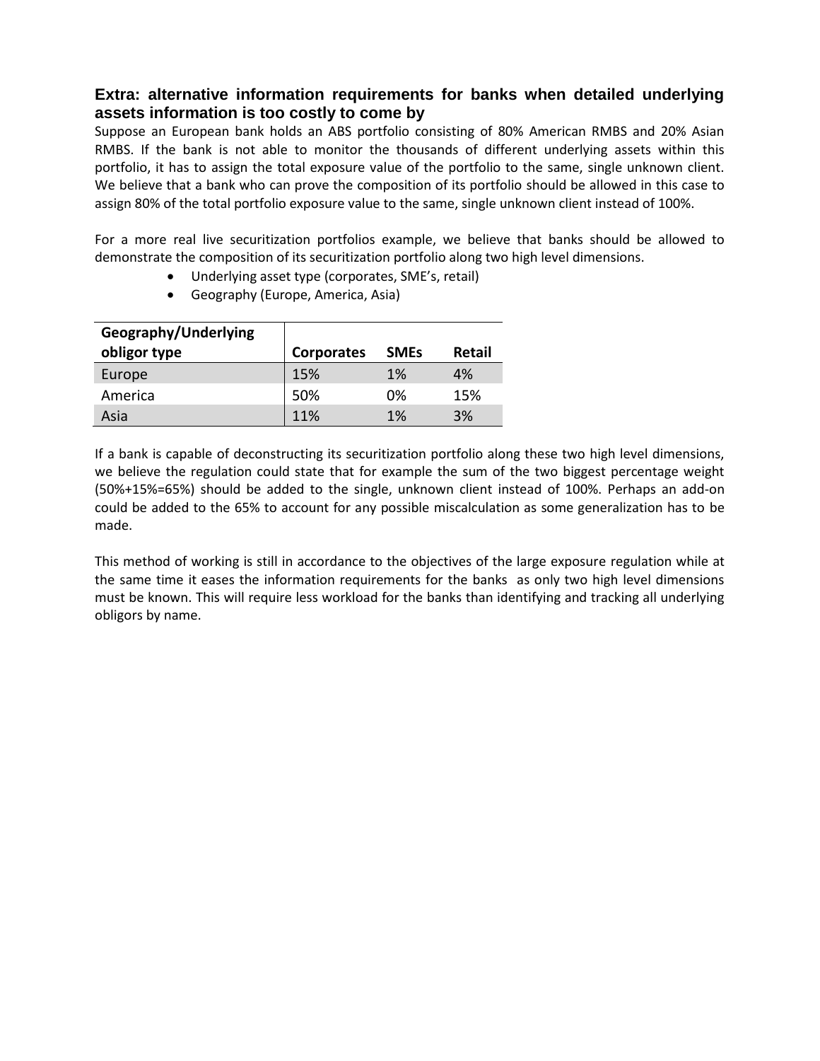### Extra: alternative information requirements for banks when detailed underlying assets information is too costly to come by

Suppose an European bank holds an ABS portfolio consisting of 80% American RMBS and 20% Asian RMBS. If the bank is not able to monitor the thousands of different underlying assets within this portfolio, it has to assign the total exposure value of the portfolio to the same, single unknown client. We believe that a bank who can prove the composition of its portfolio should be allowed in this case to assign 80% of the total portfolio exposure value to the same, single unknown client instead of 100%.

For a more real live securitization portfolios example, we believe that banks should be allowed to demonstrate the composition of its securitization portfolio along two high level dimensions.

- Underlying asset type (corporates, SME's, retail)
- Geography (Europe, America, Asia)

| Geography/Underlying obligor type | Corporates | SMEs | Retail |
|---|---|---|---|
| Europe | 15% | 1% | 4% |
| America | 50% | 0% | 15% |
| Asia | 11% | 1% | 3% |

If a bank is capable of deconstructing its securitization portfolio along these two high level dimensions, we believe the regulation could state that for example the sum of the two biggest percentage weight (50%+15%=65%) should be added to the single, unknown client instead of 100%. Perhaps an add-on could be added to the 65% to account for any possible miscalculation as some generalization has to be made.

This method of working is still in accordance to the objectives of the large exposure regulation while at the same time it eases the information requirements for the banks as only two high level dimensions must be known. This will require less workload for the banks than identifying and tracking all underlying obligors by name.